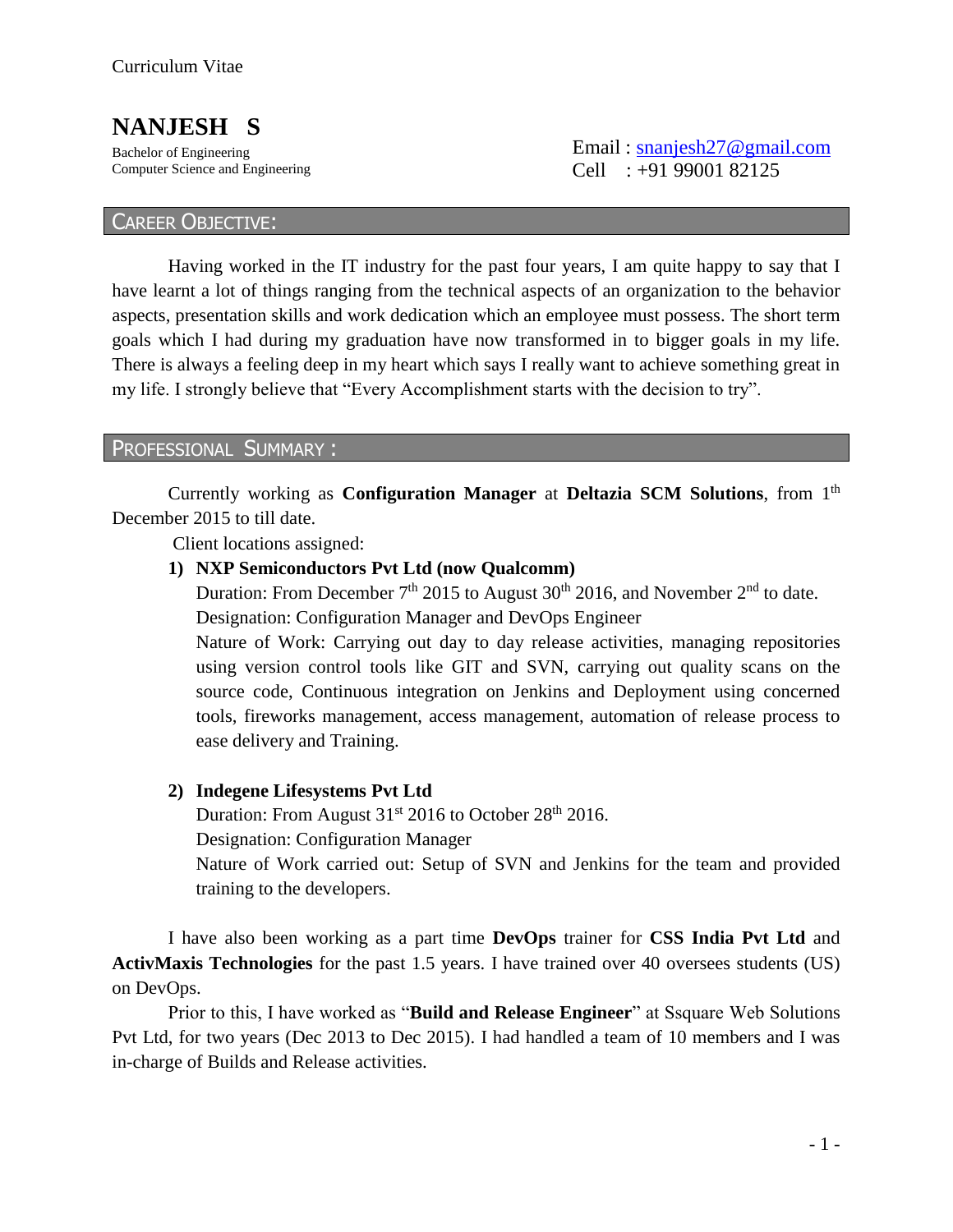Curriculum Vitae

# NANJESH S

Bachelor of Engineering
Computer Science and Engineering

Email : snanjesh27@gmail.com
Cell : +91 99001 82125

## CAREER OBJECTIVE:

Having worked in the IT industry for the past four years, I am quite happy to say that I have learnt a lot of things ranging from the technical aspects of an organization to the behavior aspects, presentation skills and work dedication which an employee must possess. The short term goals which I had during my graduation have now transformed in to bigger goals in my life. There is always a feeling deep in my heart which says I really want to achieve something great in my life. I strongly believe that "Every Accomplishment starts with the decision to try".

## PROFESSIONAL SUMMARY :

Currently working as **Configuration Manager** at **Deltazia SCM Solutions**, from 1th December 2015 to till date.

Client locations assigned:

1) **NXP Semiconductors Pvt Ltd (now Qualcomm)**
   Duration: From December 7th 2015 to August 30th 2016, and November 2nd to date.
   Designation: Configuration Manager and DevOps Engineer
   Nature of Work: Carrying out day to day release activities, managing repositories using version control tools like GIT and SVN, carrying out quality scans on the source code, Continuous integration on Jenkins and Deployment using concerned tools, fireworks management, access management, automation of release process to ease delivery and Training.

2) **Indegene Lifesystems Pvt Ltd**
   Duration: From August 31st 2016 to October 28th 2016.
   Designation: Configuration Manager
   Nature of Work carried out: Setup of SVN and Jenkins for the team and provided training to the developers.

I have also been working as a part time **DevOps** trainer for **CSS India Pvt Ltd** and **ActivMaxis Technologies** for the past 1.5 years. I have trained over 40 oversees students (US) on DevOps.

Prior to this, I have worked as "**Build and Release Engineer**" at Ssquare Web Solutions Pvt Ltd, for two years (Dec 2013 to Dec 2015). I had handled a team of 10 members and I was in-charge of Builds and Release activities.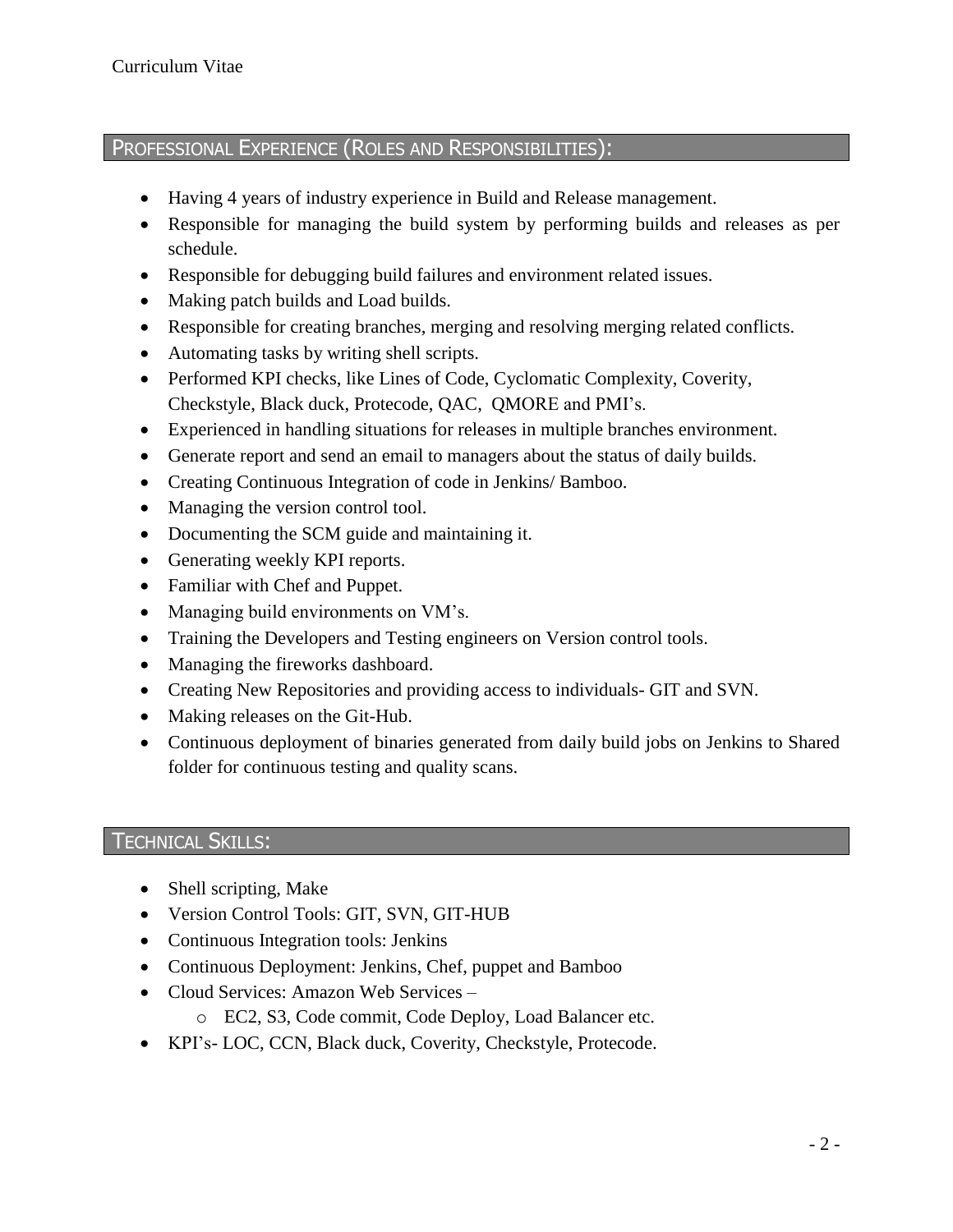## PROFESSIONAL EXPERIENCE (ROLES AND RESPONSIBILITIES):

- Having 4 years of industry experience in Build and Release management.
- Responsible for managing the build system by performing builds and releases as per schedule.
- Responsible for debugging build failures and environment related issues.
- Making patch builds and Load builds.
- Responsible for creating branches, merging and resolving merging related conflicts.
- Automating tasks by writing shell scripts.
- Performed KPI checks, like Lines of Code, Cyclomatic Complexity, Coverity, Checkstyle, Black duck, Protecode, QAC, QMORE and PMI's.
- Experienced in handling situations for releases in multiple branches environment.
- Generate report and send an email to managers about the status of daily builds.
- Creating Continuous Integration of code in Jenkins/ Bamboo.
- Managing the version control tool.
- Documenting the SCM guide and maintaining it.
- Generating weekly KPI reports.
- Familiar with Chef and Puppet.
- Managing build environments on VM's.
- Training the Developers and Testing engineers on Version control tools.
- Managing the fireworks dashboard.
- Creating New Repositories and providing access to individuals- GIT and SVN.
- Making releases on the Git-Hub.
- Continuous deployment of binaries generated from daily build jobs on Jenkins to Shared folder for continuous testing and quality scans.

## TECHNICAL SKILLS:

- Shell scripting, Make
- Version Control Tools: GIT, SVN, GIT-HUB
- Continuous Integration tools: Jenkins
- Continuous Deployment: Jenkins, Chef, puppet and Bamboo
- Cloud Services: Amazon Web Services –
  - EC2, S3, Code commit, Code Deploy, Load Balancer etc.
- KPI's- LOC, CCN, Black duck, Coverity, Checkstyle, Protecode.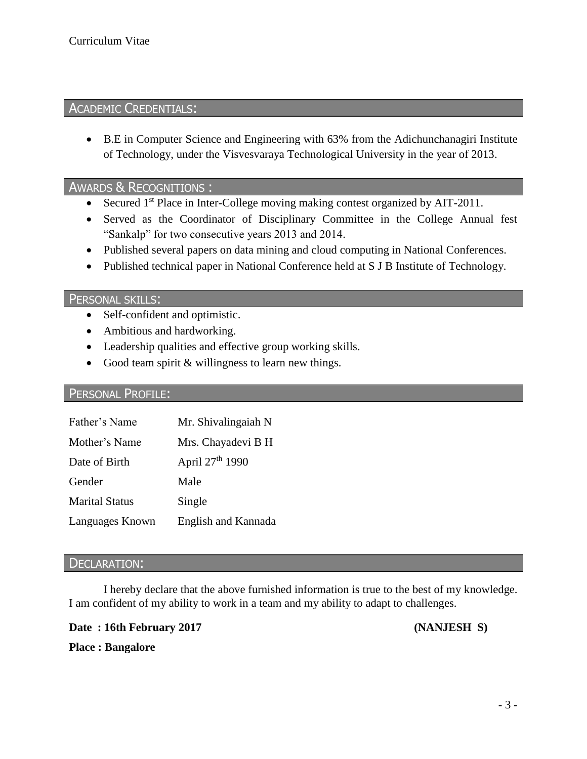## Academic Credentials:

- B.E in Computer Science and Engineering with 63% from the Adichunchanagiri Institute of Technology, under the Visvesvaraya Technological University in the year of 2013.

## Awards & Recognitions :

- Secured 1st Place in Inter-College moving making contest organized by AIT-2011.
- Served as the Coordinator of Disciplinary Committee in the College Annual fest "Sankalp" for two consecutive years 2013 and 2014.
- Published several papers on data mining and cloud computing in National Conferences.
- Published technical paper in National Conference held at S J B Institute of Technology.

## Personal skills:

- Self-confident and optimistic.
- Ambitious and hardworking.
- Leadership qualities and effective group working skills.
- Good team spirit & willingness to learn new things.

## Personal Profile:

| | |
|---|---|
| Father's Name | Mr. Shivalingaiah N |
| Mother's Name | Mrs. Chayadevi B H |
| Date of Birth | April 27th 1990 |
| Gender | Male |
| Marital Status | Single |
| Languages Known | English and Kannada |

## Declaration:

I hereby declare that the above furnished information is true to the best of my knowledge. I am confident of my ability to work in a team and my ability to adapt to challenges.

**Date : 16th February 2017** **(NANJESH S)**

**Place : Bangalore**